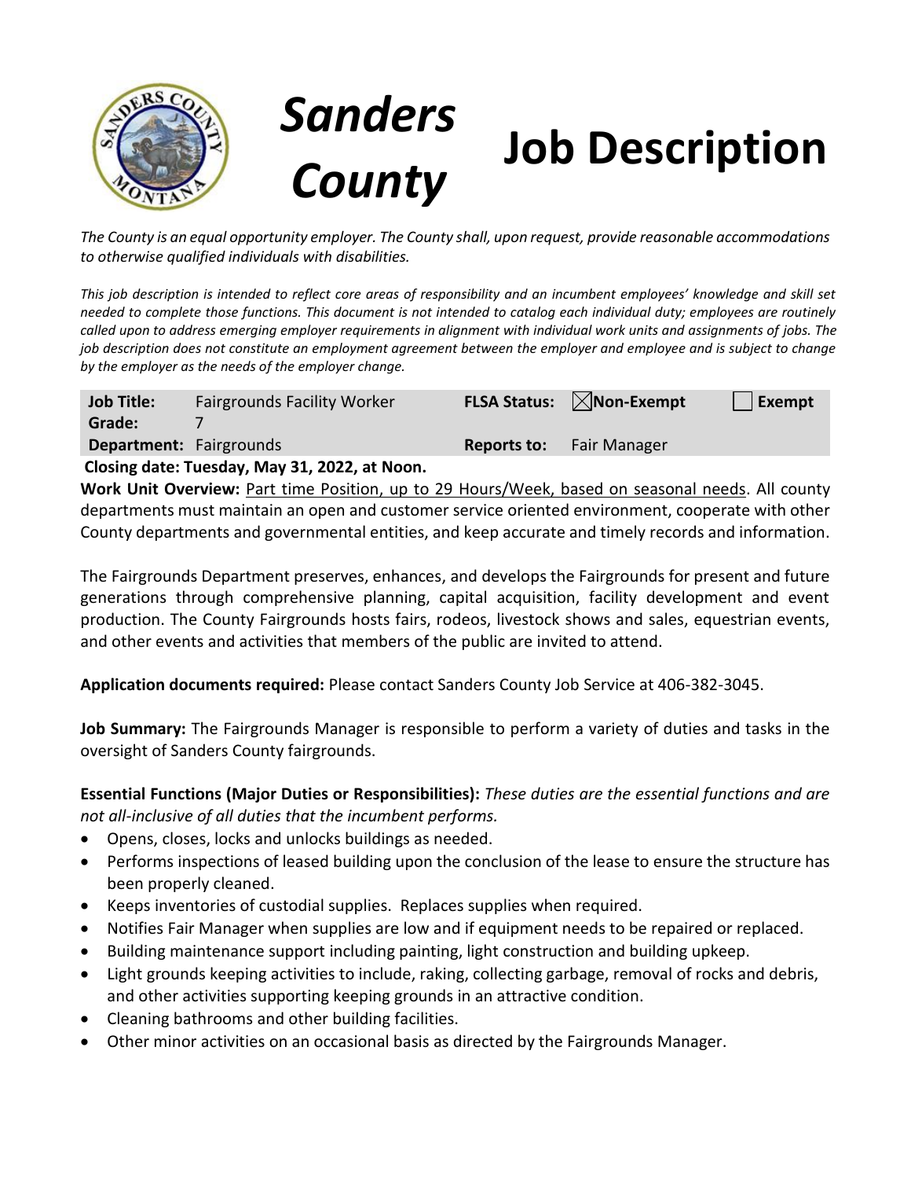# Sanders County Job Description

*The County is an equal opportunity employer. The County shall, upon request, provide reasonable accommodations to otherwise qualified individuals with disabilities.*

*This job description is intended to reflect core areas of responsibility and an incumbent employees' knowledge and skill set needed to complete those functions. This document is not intended to catalog each individual duty; employees are routinely called upon to address emerging employer requirements in alignment with individual work units and assignments of jobs. The job description does not constitute an employment agreement between the employer and employee and is subject to change by the employer as the needs of the employer change.*

| **Job Title:** | Fairgrounds Facility Worker | **FLSA Status:** | ☒ **Non-Exempt** | ☐ **Exempt** |
|---|---|---|---|---|
| **Grade:** | 7 | | | |
| **Department:** | Fairgrounds | **Reports to:** | Fair Manager | |

**Closing date: Tuesday, May 31, 2022, at Noon.**

**Work Unit Overview:** Part time Position, up to 29 Hours/Week, based on seasonal needs. All county departments must maintain an open and customer service oriented environment, cooperate with other County departments and governmental entities, and keep accurate and timely records and information.

The Fairgrounds Department preserves, enhances, and develops the Fairgrounds for present and future generations through comprehensive planning, capital acquisition, facility development and event production. The County Fairgrounds hosts fairs, rodeos, livestock shows and sales, equestrian events, and other events and activities that members of the public are invited to attend.

**Application documents required:** Please contact Sanders County Job Service at 406-382-3045.

**Job Summary:** The Fairgrounds Manager is responsible to perform a variety of duties and tasks in the oversight of Sanders County fairgrounds.

**Essential Functions (Major Duties or Responsibilities):** *These duties are the essential functions and are not all-inclusive of all duties that the incumbent performs.*

- Opens, closes, locks and unlocks buildings as needed.
- Performs inspections of leased building upon the conclusion of the lease to ensure the structure has been properly cleaned.
- Keeps inventories of custodial supplies. Replaces supplies when required.
- Notifies Fair Manager when supplies are low and if equipment needs to be repaired or replaced.
- Building maintenance support including painting, light construction and building upkeep.
- Light grounds keeping activities to include, raking, collecting garbage, removal of rocks and debris, and other activities supporting keeping grounds in an attractive condition.
- Cleaning bathrooms and other building facilities.
- Other minor activities on an occasional basis as directed by the Fairgrounds Manager.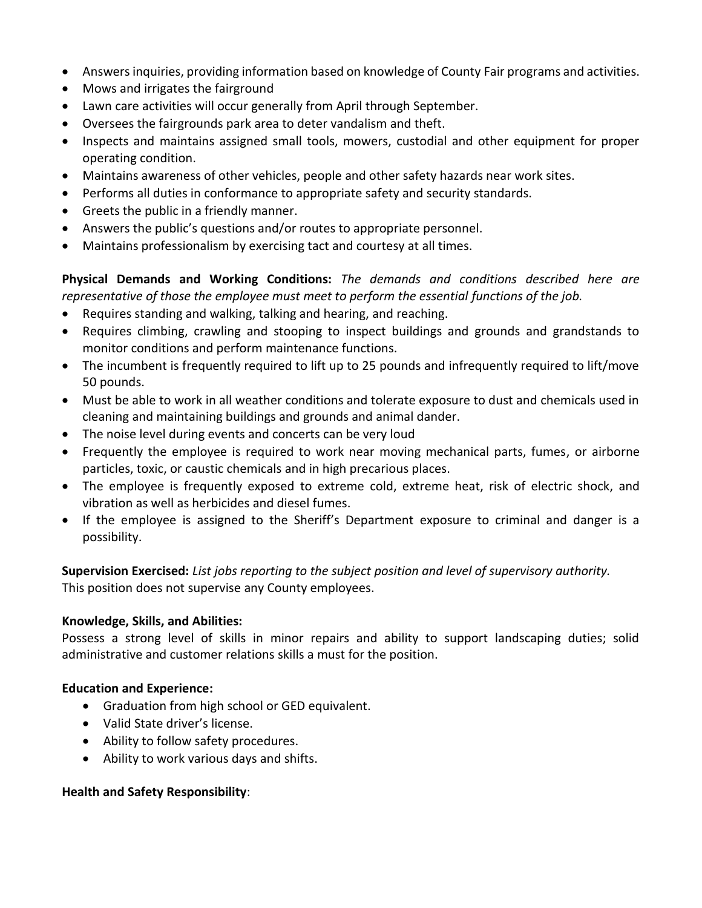- Answers inquiries, providing information based on knowledge of County Fair programs and activities.
- Mows and irrigates the fairground
- Lawn care activities will occur generally from April through September.
- Oversees the fairgrounds park area to deter vandalism and theft.
- Inspects and maintains assigned small tools, mowers, custodial and other equipment for proper operating condition.
- Maintains awareness of other vehicles, people and other safety hazards near work sites.
- Performs all duties in conformance to appropriate safety and security standards.
- Greets the public in a friendly manner.
- Answers the public's questions and/or routes to appropriate personnel.
- Maintains professionalism by exercising tact and courtesy at all times.

**Physical Demands and Working Conditions:** *The demands and conditions described here are representative of those the employee must meet to perform the essential functions of the job.*

- Requires standing and walking, talking and hearing, and reaching.
- Requires climbing, crawling and stooping to inspect buildings and grounds and grandstands to monitor conditions and perform maintenance functions.
- The incumbent is frequently required to lift up to 25 pounds and infrequently required to lift/move 50 pounds.
- Must be able to work in all weather conditions and tolerate exposure to dust and chemicals used in cleaning and maintaining buildings and grounds and animal dander.
- The noise level during events and concerts can be very loud
- Frequently the employee is required to work near moving mechanical parts, fumes, or airborne particles, toxic, or caustic chemicals and in high precarious places.
- The employee is frequently exposed to extreme cold, extreme heat, risk of electric shock, and vibration as well as herbicides and diesel fumes.
- If the employee is assigned to the Sheriff's Department exposure to criminal and danger is a possibility.

**Supervision Exercised:** *List jobs reporting to the subject position and level of supervisory authority.*
This position does not supervise any County employees.

**Knowledge, Skills, and Abilities:**
Possess a strong level of skills in minor repairs and ability to support landscaping duties; solid administrative and customer relations skills a must for the position.

**Education and Experience:**

- Graduation from high school or GED equivalent.
- Valid State driver's license.
- Ability to follow safety procedures.
- Ability to work various days and shifts.

**Health and Safety Responsibility**: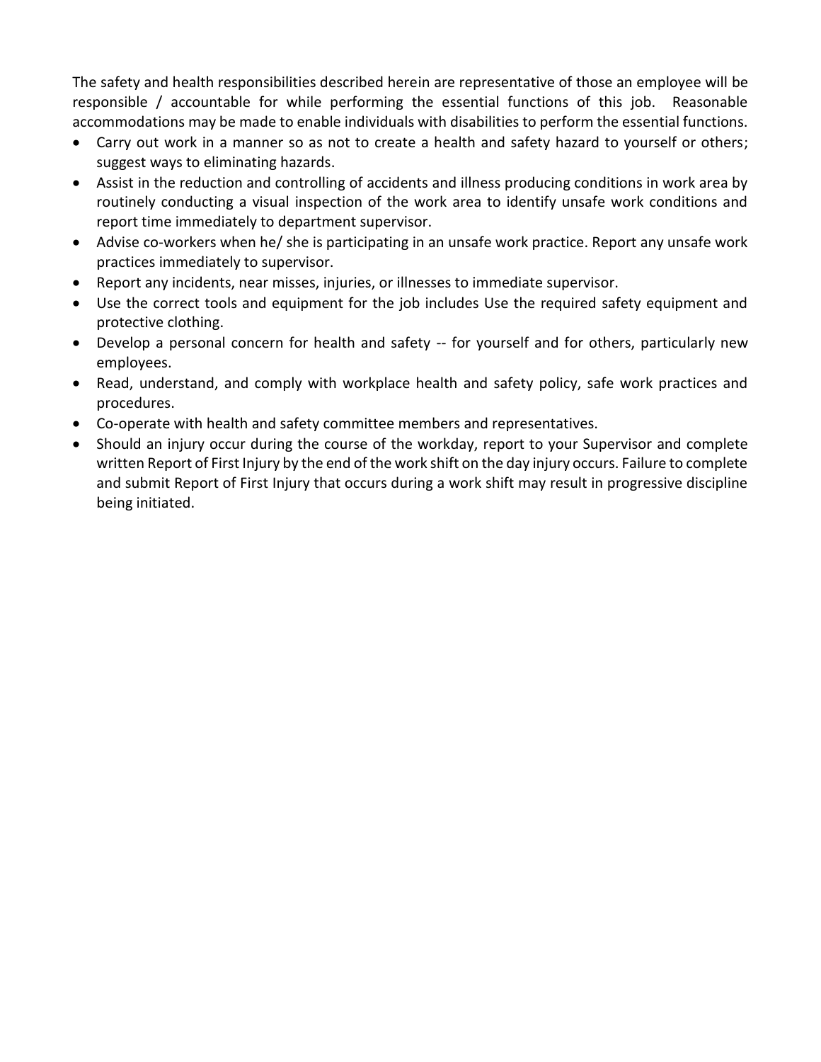The safety and health responsibilities described herein are representative of those an employee will be responsible / accountable for while performing the essential functions of this job. Reasonable accommodations may be made to enable individuals with disabilities to perform the essential functions.

- Carry out work in a manner so as not to create a health and safety hazard to yourself or others; suggest ways to eliminating hazards.
- Assist in the reduction and controlling of accidents and illness producing conditions in work area by routinely conducting a visual inspection of the work area to identify unsafe work conditions and report time immediately to department supervisor.
- Advise co-workers when he/ she is participating in an unsafe work practice. Report any unsafe work practices immediately to supervisor.
- Report any incidents, near misses, injuries, or illnesses to immediate supervisor.
- Use the correct tools and equipment for the job includes Use the required safety equipment and protective clothing.
- Develop a personal concern for health and safety -- for yourself and for others, particularly new employees.
- Read, understand, and comply with workplace health and safety policy, safe work practices and procedures.
- Co-operate with health and safety committee members and representatives.
- Should an injury occur during the course of the workday, report to your Supervisor and complete written Report of First Injury by the end of the work shift on the day injury occurs. Failure to complete and submit Report of First Injury that occurs during a work shift may result in progressive discipline being initiated.